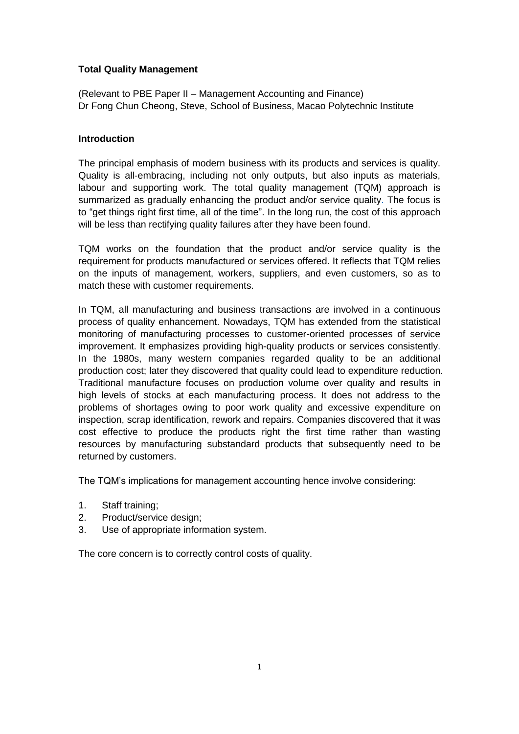# Total Quality Management

(Relevant to PBE Paper II – Management Accounting and Finance)
Dr Fong Chun Cheong, Steve, School of Business, Macao Polytechnic Institute

## Introduction

The principal emphasis of modern business with its products and services is quality. Quality is all-embracing, including not only outputs, but also inputs as materials, labour and supporting work. The total quality management (TQM) approach is summarized as gradually enhancing the product and/or service quality. The focus is to "get things right first time, all of the time". In the long run, the cost of this approach will be less than rectifying quality failures after they have been found.

TQM works on the foundation that the product and/or service quality is the requirement for products manufactured or services offered. It reflects that TQM relies on the inputs of management, workers, suppliers, and even customers, so as to match these with customer requirements.

In TQM, all manufacturing and business transactions are involved in a continuous process of quality enhancement. Nowadays, TQM has extended from the statistical monitoring of manufacturing processes to customer-oriented processes of service improvement. It emphasizes providing high-quality products or services consistently. In the 1980s, many western companies regarded quality to be an additional production cost; later they discovered that quality could lead to expenditure reduction. Traditional manufacture focuses on production volume over quality and results in high levels of stocks at each manufacturing process. It does not address to the problems of shortages owing to poor work quality and excessive expenditure on inspection, scrap identification, rework and repairs. Companies discovered that it was cost effective to produce the products right the first time rather than wasting resources by manufacturing substandard products that subsequently need to be returned by customers.

The TQM's implications for management accounting hence involve considering:

1. Staff training;
2. Product/service design;
3. Use of appropriate information system.

The core concern is to correctly control costs of quality.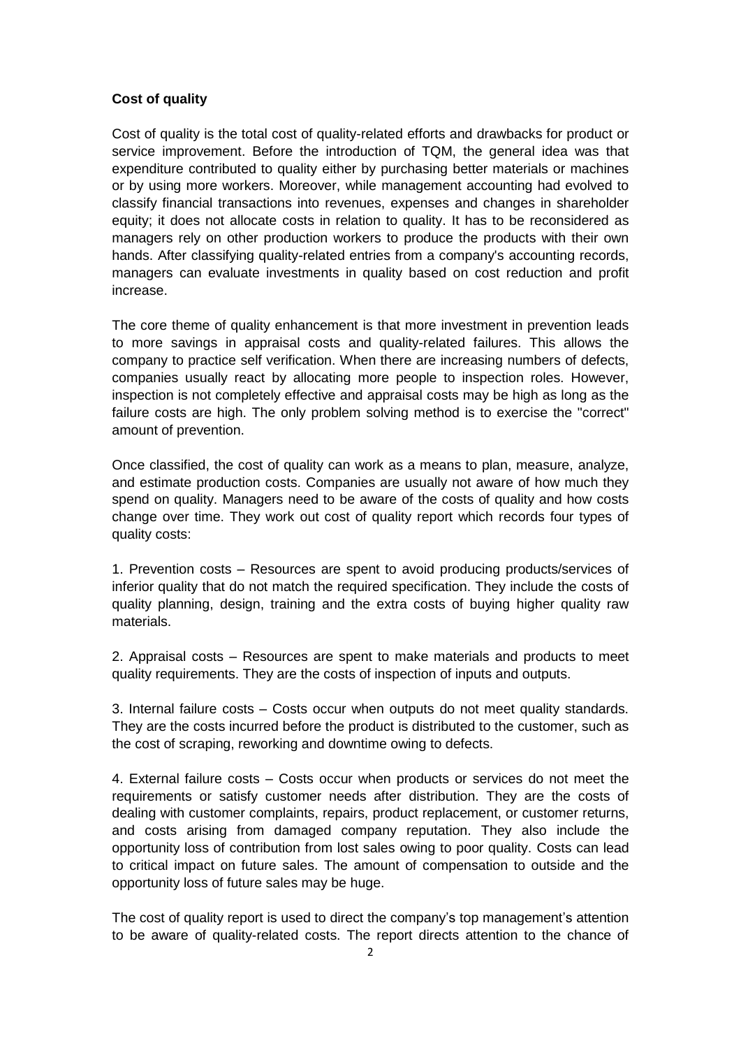**Cost of quality**

Cost of quality is the total cost of quality-related efforts and drawbacks for product or service improvement. Before the introduction of TQM, the general idea was that expenditure contributed to quality either by purchasing better materials or machines or by using more workers. Moreover, while management accounting had evolved to classify financial transactions into revenues, expenses and changes in shareholder equity; it does not allocate costs in relation to quality. It has to be reconsidered as managers rely on other production workers to produce the products with their own hands. After classifying quality-related entries from a company's accounting records, managers can evaluate investments in quality based on cost reduction and profit increase.

The core theme of quality enhancement is that more investment in prevention leads to more savings in appraisal costs and quality-related failures. This allows the company to practice self verification. When there are increasing numbers of defects, companies usually react by allocating more people to inspection roles. However, inspection is not completely effective and appraisal costs may be high as long as the failure costs are high. The only problem solving method is to exercise the "correct" amount of prevention.

Once classified, the cost of quality can work as a means to plan, measure, analyze, and estimate production costs. Companies are usually not aware of how much they spend on quality. Managers need to be aware of the costs of quality and how costs change over time. They work out cost of quality report which records four types of quality costs:

1. Prevention costs – Resources are spent to avoid producing products/services of inferior quality that do not match the required specification. They include the costs of quality planning, design, training and the extra costs of buying higher quality raw materials.

2. Appraisal costs – Resources are spent to make materials and products to meet quality requirements. They are the costs of inspection of inputs and outputs.

3. Internal failure costs – Costs occur when outputs do not meet quality standards. They are the costs incurred before the product is distributed to the customer, such as the cost of scraping, reworking and downtime owing to defects.

4. External failure costs – Costs occur when products or services do not meet the requirements or satisfy customer needs after distribution. They are the costs of dealing with customer complaints, repairs, product replacement, or customer returns, and costs arising from damaged company reputation. They also include the opportunity loss of contribution from lost sales owing to poor quality. Costs can lead to critical impact on future sales. The amount of compensation to outside and the opportunity loss of future sales may be huge.

The cost of quality report is used to direct the company's top management's attention to be aware of quality-related costs. The report directs attention to the chance of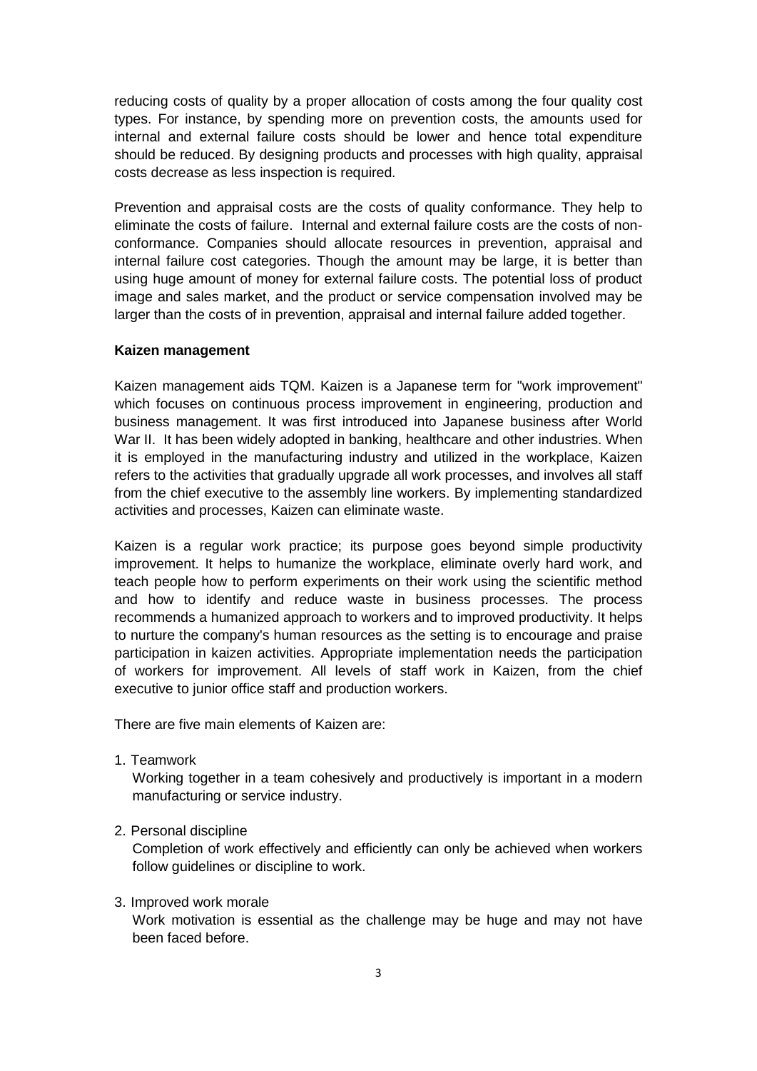reducing costs of quality by a proper allocation of costs among the four quality cost types. For instance, by spending more on prevention costs, the amounts used for internal and external failure costs should be lower and hence total expenditure should be reduced. By designing products and processes with high quality, appraisal costs decrease as less inspection is required.

Prevention and appraisal costs are the costs of quality conformance. They help to eliminate the costs of failure. Internal and external failure costs are the costs of non-conformance. Companies should allocate resources in prevention, appraisal and internal failure cost categories. Though the amount may be large, it is better than using huge amount of money for external failure costs. The potential loss of product image and sales market, and the product or service compensation involved may be larger than the costs of in prevention, appraisal and internal failure added together.

**Kaizen management**

Kaizen management aids TQM. Kaizen is a Japanese term for "work improvement" which focuses on continuous process improvement in engineering, production and business management. It was first introduced into Japanese business after World War II. It has been widely adopted in banking, healthcare and other industries. When it is employed in the manufacturing industry and utilized in the workplace, Kaizen refers to the activities that gradually upgrade all work processes, and involves all staff from the chief executive to the assembly line workers. By implementing standardized activities and processes, Kaizen can eliminate waste.

Kaizen is a regular work practice; its purpose goes beyond simple productivity improvement. It helps to humanize the workplace, eliminate overly hard work, and teach people how to perform experiments on their work using the scientific method and how to identify and reduce waste in business processes. The process recommends a humanized approach to workers and to improved productivity. It helps to nurture the company's human resources as the setting is to encourage and praise participation in kaizen activities. Appropriate implementation needs the participation of workers for improvement. All levels of staff work in Kaizen, from the chief executive to junior office staff and production workers.

There are five main elements of Kaizen are:

1. Teamwork
   Working together in a team cohesively and productively is important in a modern manufacturing or service industry.

2. Personal discipline
   Completion of work effectively and efficiently can only be achieved when workers follow guidelines or discipline to work.

3. Improved work morale
   Work motivation is essential as the challenge may be huge and may not have been faced before.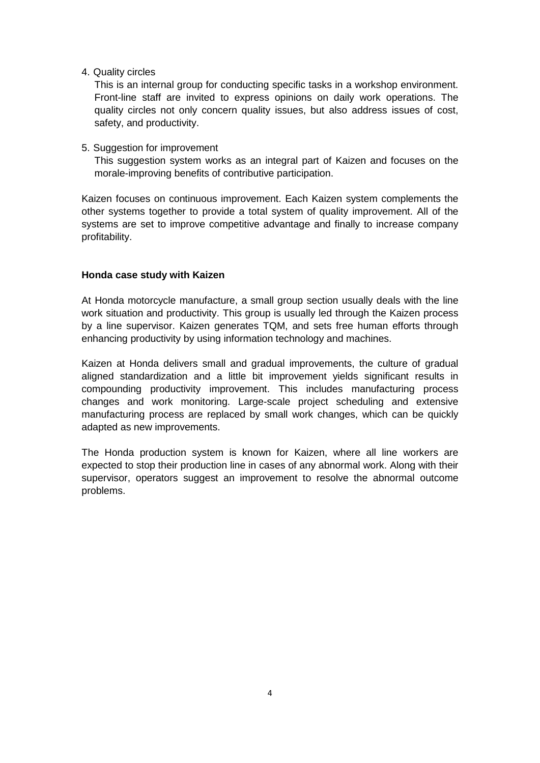4. Quality circles

   This is an internal group for conducting specific tasks in a workshop environment. Front-line staff are invited to express opinions on daily work operations. The quality circles not only concern quality issues, but also address issues of cost, safety, and productivity.

5. Suggestion for improvement

   This suggestion system works as an integral part of Kaizen and focuses on the morale-improving benefits of contributive participation.

Kaizen focuses on continuous improvement. Each Kaizen system complements the other systems together to provide a total system of quality improvement. All of the systems are set to improve competitive advantage and finally to increase company profitability.

**Honda case study with Kaizen**

At Honda motorcycle manufacture, a small group section usually deals with the line work situation and productivity. This group is usually led through the Kaizen process by a line supervisor. Kaizen generates TQM, and sets free human efforts through enhancing productivity by using information technology and machines.

Kaizen at Honda delivers small and gradual improvements, the culture of gradual aligned standardization and a little bit improvement yields significant results in compounding productivity improvement. This includes manufacturing process changes and work monitoring. Large-scale project scheduling and extensive manufacturing process are replaced by small work changes, which can be quickly adapted as new improvements.

The Honda production system is known for Kaizen, where all line workers are expected to stop their production line in cases of any abnormal work. Along with their supervisor, operators suggest an improvement to resolve the abnormal outcome problems.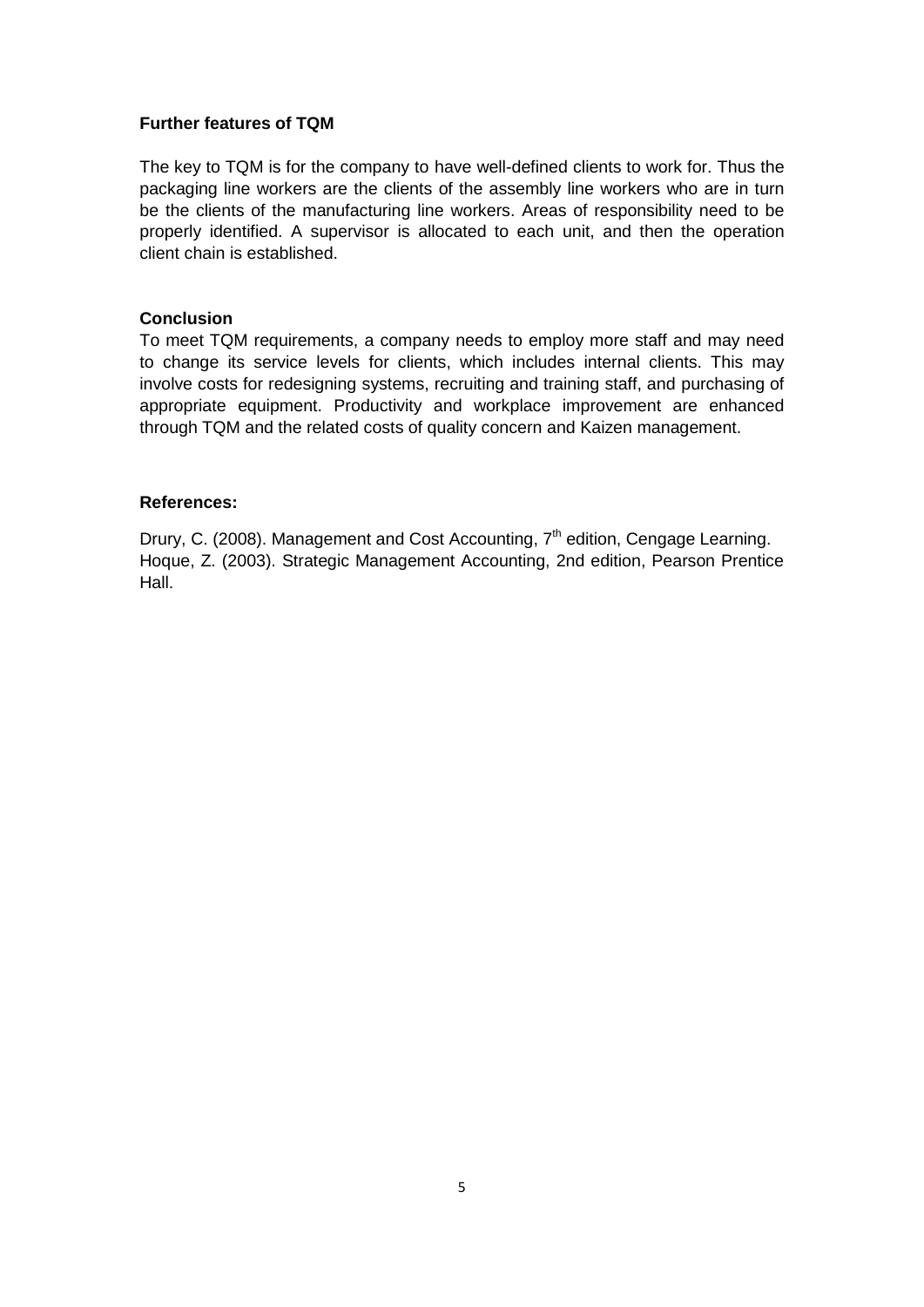**Further features of TQM**

The key to TQM is for the company to have well-defined clients to work for. Thus the packaging line workers are the clients of the assembly line workers who are in turn be the clients of the manufacturing line workers. Areas of responsibility need to be properly identified. A supervisor is allocated to each unit, and then the operation client chain is established.

**Conclusion**

To meet TQM requirements, a company needs to employ more staff and may need to change its service levels for clients, which includes internal clients. This may involve costs for redesigning systems, recruiting and training staff, and purchasing of appropriate equipment. Productivity and workplace improvement are enhanced through TQM and the related costs of quality concern and Kaizen management.

**References:**

Drury, C. (2008). Management and Cost Accounting, 7th edition, Cengage Learning.
Hoque, Z. (2003). Strategic Management Accounting, 2nd edition, Pearson Prentice Hall.